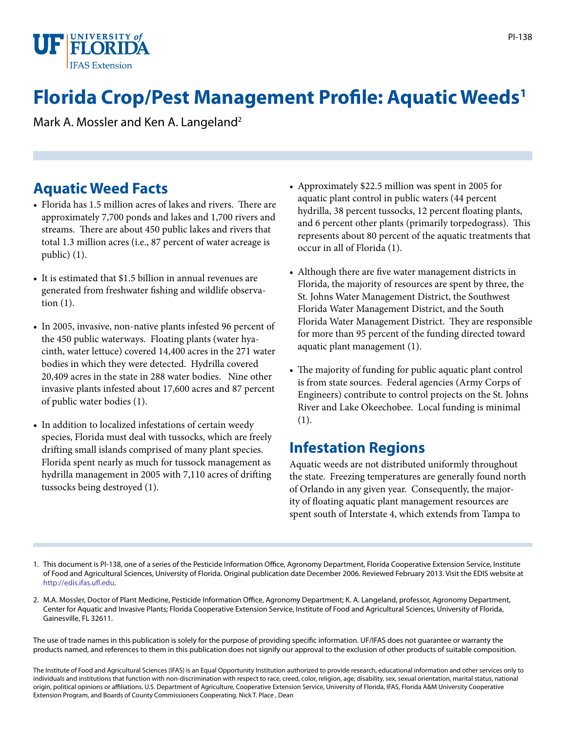# Florida Crop/Pest Management Profile: Aquatic Weeds[1]

Mark A. Mossler and Ken A. Langeland[2]

## Aquatic Weed Facts

- Florida has 1.5 million acres of lakes and rivers. There are approximately 7,700 ponds and lakes and 1,700 rivers and streams. There are about 450 public lakes and rivers that total 1.3 million acres (i.e., 87 percent of water acreage is public) (1).
- It is estimated that $1.5 billion in annual revenues are generated from freshwater fishing and wildlife observation (1).
- In 2005, invasive, non-native plants infested 96 percent of the 450 public waterways. Floating plants (water hyacinth, water lettuce) covered 14,400 acres in the 271 water bodies in which they were detected. Hydrilla covered 20,409 acres in the state in 288 water bodies. Nine other invasive plants infested about 17,600 acres and 87 percent of public water bodies (1).
- In addition to localized infestations of certain weedy species, Florida must deal with tussocks, which are freely drifting small islands comprised of many plant species. Florida spent nearly as much for tussock management as hydrilla management in 2005 with 7,110 acres of drifting tussocks being destroyed (1).
- Approximately $22.5 million was spent in 2005 for aquatic plant control in public waters (44 percent hydrilla, 38 percent tussocks, 12 percent floating plants, and 6 percent other plants (primarily torpedograss). This represents about 80 percent of the aquatic treatments that occur in all of Florida (1).
- Although there are five water management districts in Florida, the majority of resources are spent by three, the St. Johns Water Management District, the Southwest Florida Water Management District, and the South Florida Water Management District. They are responsible for more than 95 percent of the funding directed toward aquatic plant management (1).
- The majority of funding for public aquatic plant control is from state sources. Federal agencies (Army Corps of Engineers) contribute to control projects on the St. Johns River and Lake Okeechobee. Local funding is minimal (1).

## Infestation Regions

Aquatic weeds are not distributed uniformly throughout the state. Freezing temperatures are generally found north of Orlando in any given year. Consequently, the majority of floating aquatic plant management resources are spent south of Interstate 4, which extends from Tampa to

1. This document is PI-138, one of a series of the Pesticide Information Office, Agronomy Department, Florida Cooperative Extension Service, Institute of Food and Agricultural Sciences, University of Florida. Original publication date December 2006. Reviewed February 2013. Visit the EDIS website at http://edis.ifas.ufl.edu.

2. M.A. Mossler, Doctor of Plant Medicine, Pesticide Information Office, Agronomy Department; K. A. Langeland, professor, Agronomy Department, Center for Aquatic and Invasive Plants; Florida Cooperative Extension Service, Institute of Food and Agricultural Sciences, University of Florida, Gainesville, FL 32611.

The use of trade names in this publication is solely for the purpose of providing specific information. UF/IFAS does not guarantee or warranty the products named, and references to them in this publication does not signify our approval to the exclusion of other products of suitable composition.

The Institute of Food and Agricultural Sciences (IFAS) is an Equal Opportunity Institution authorized to provide research, educational information and other services only to individuals and institutions that function with non-discrimination with respect to race, creed, color, religion, age, disability, sex, sexual orientation, marital status, national origin, political opinions or affiliations. U.S. Department of Agriculture, Cooperative Extension Service, University of Florida, IFAS, Florida A&M University Cooperative Extension Program, and Boards of County Commissioners Cooperating. Nick T. Place , Dean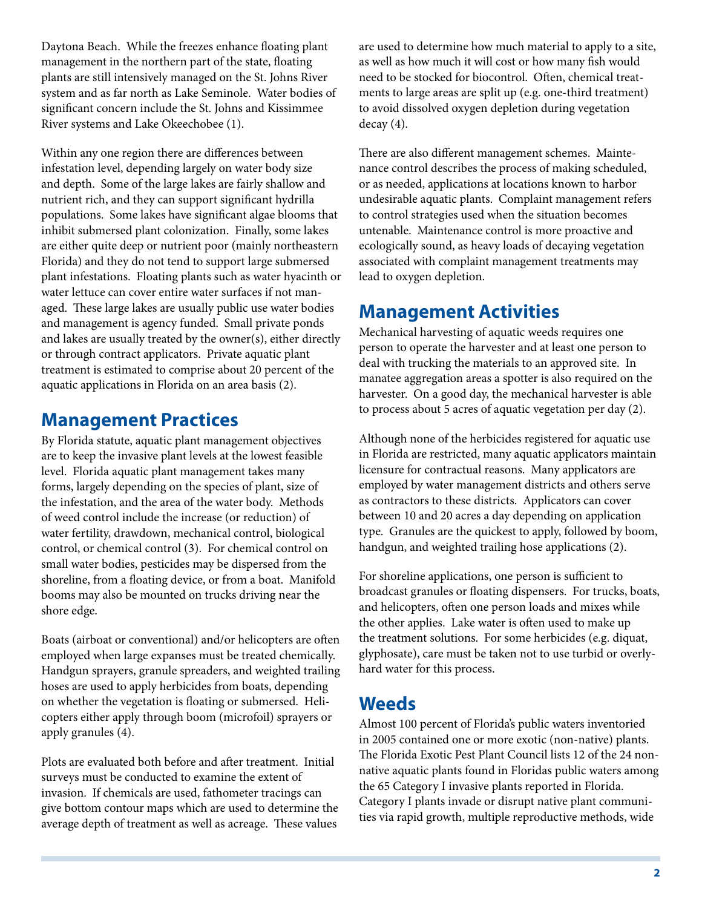Daytona Beach. While the freezes enhance floating plant management in the northern part of the state, floating plants are still intensively managed on the St. Johns River system and as far north as Lake Seminole. Water bodies of significant concern include the St. Johns and Kissimmee River systems and Lake Okeechobee (1).

Within any one region there are differences between infestation level, depending largely on water body size and depth. Some of the large lakes are fairly shallow and nutrient rich, and they can support significant hydrilla populations. Some lakes have significant algae blooms that inhibit submersed plant colonization. Finally, some lakes are either quite deep or nutrient poor (mainly northeastern Florida) and they do not tend to support large submersed plant infestations. Floating plants such as water hyacinth or water lettuce can cover entire water surfaces if not managed. These large lakes are usually public use water bodies and management is agency funded. Small private ponds and lakes are usually treated by the owner(s), either directly or through contract applicators. Private aquatic plant treatment is estimated to comprise about 20 percent of the aquatic applications in Florida on an area basis (2).

## Management Practices

By Florida statute, aquatic plant management objectives are to keep the invasive plant levels at the lowest feasible level. Florida aquatic plant management takes many forms, largely depending on the species of plant, size of the infestation, and the area of the water body. Methods of weed control include the increase (or reduction) of water fertility, drawdown, mechanical control, biological control, or chemical control (3). For chemical control on small water bodies, pesticides may be dispersed from the shoreline, from a floating device, or from a boat. Manifold booms may also be mounted on trucks driving near the shore edge.

Boats (airboat or conventional) and/or helicopters are often employed when large expanses must be treated chemically. Handgun sprayers, granule spreaders, and weighted trailing hoses are used to apply herbicides from boats, depending on whether the vegetation is floating or submersed. Helicopters either apply through boom (microfoil) sprayers or apply granules (4).

Plots are evaluated both before and after treatment. Initial surveys must be conducted to examine the extent of invasion. If chemicals are used, fathometer tracings can give bottom contour maps which are used to determine the average depth of treatment as well as acreage. These values are used to determine how much material to apply to a site, as well as how much it will cost or how many fish would need to be stocked for biocontrol. Often, chemical treatments to large areas are split up (e.g. one-third treatment) to avoid dissolved oxygen depletion during vegetation decay (4).

There are also different management schemes. Maintenance control describes the process of making scheduled, or as needed, applications at locations known to harbor undesirable aquatic plants. Complaint management refers to control strategies used when the situation becomes untenable. Maintenance control is more proactive and ecologically sound, as heavy loads of decaying vegetation associated with complaint management treatments may lead to oxygen depletion.

## Management Activities

Mechanical harvesting of aquatic weeds requires one person to operate the harvester and at least one person to deal with trucking the materials to an approved site. In manatee aggregation areas a spotter is also required on the harvester. On a good day, the mechanical harvester is able to process about 5 acres of aquatic vegetation per day (2).

Although none of the herbicides registered for aquatic use in Florida are restricted, many aquatic applicators maintain licensure for contractual reasons. Many applicators are employed by water management districts and others serve as contractors to these districts. Applicators can cover between 10 and 20 acres a day depending on application type. Granules are the quickest to apply, followed by boom, handgun, and weighted trailing hose applications (2).

For shoreline applications, one person is sufficient to broadcast granules or floating dispensers. For trucks, boats, and helicopters, often one person loads and mixes while the other applies. Lake water is often used to make up the treatment solutions. For some herbicides (e.g. diquat, glyphosate), care must be taken not to use turbid or overly-hard water for this process.

## Weeds

Almost 100 percent of Florida's public waters inventoried in 2005 contained one or more exotic (non-native) plants. The Florida Exotic Pest Plant Council lists 12 of the 24 non-native aquatic plants found in Floridas public waters among the 65 Category I invasive plants reported in Florida. Category I plants invade or disrupt native plant communities via rapid growth, multiple reproductive methods, wide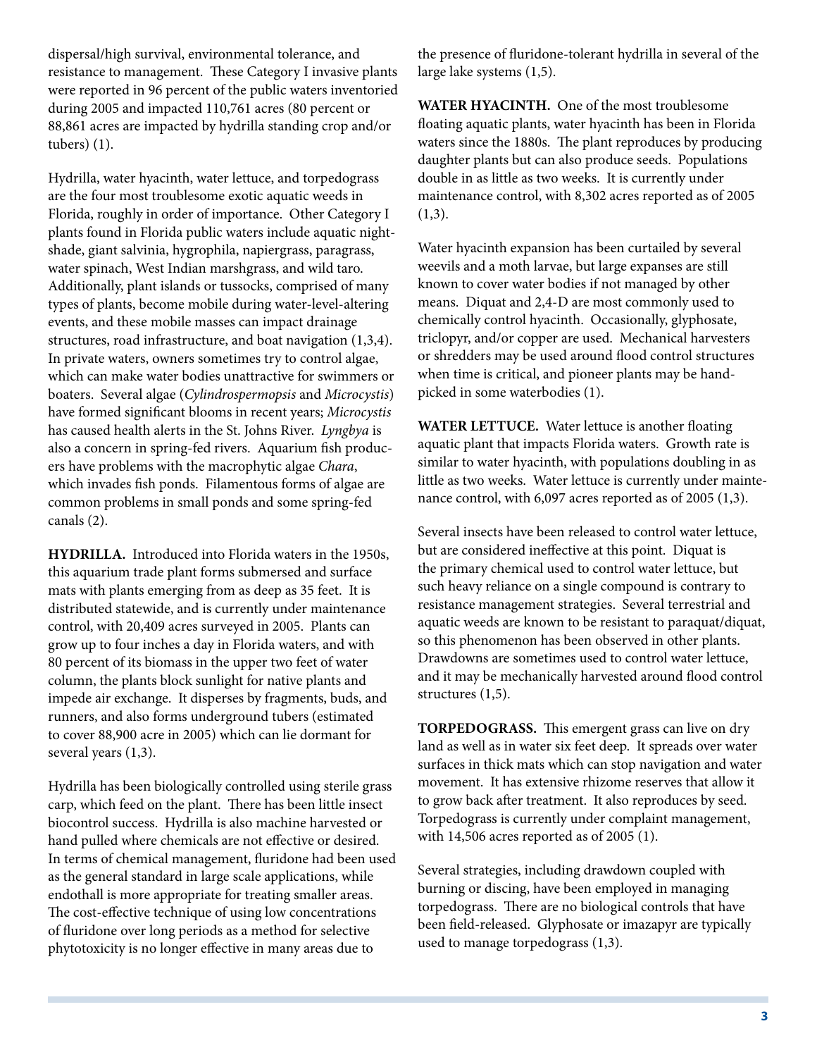dispersal/high survival, environmental tolerance, and resistance to management. These Category I invasive plants were reported in 96 percent of the public waters inventoried during 2005 and impacted 110,761 acres (80 percent or 88,861 acres are impacted by hydrilla standing crop and/or tubers) (1).

Hydrilla, water hyacinth, water lettuce, and torpedograss are the four most troublesome exotic aquatic weeds in Florida, roughly in order of importance. Other Category I plants found in Florida public waters include aquatic nightshade, giant salvinia, hygrophila, napiergrass, paragrass, water spinach, West Indian marshgrass, and wild taro. Additionally, plant islands or tussocks, comprised of many types of plants, become mobile during water-level-altering events, and these mobile masses can impact drainage structures, road infrastructure, and boat navigation (1,3,4). In private waters, owners sometimes try to control algae, which can make water bodies unattractive for swimmers or boaters. Several algae (*Cylindrospermopsis* and *Microcystis*) have formed significant blooms in recent years; *Microcystis* has caused health alerts in the St. Johns River. *Lyngbya* is also a concern in spring-fed rivers. Aquarium fish producers have problems with the macrophytic algae *Chara*, which invades fish ponds. Filamentous forms of algae are common problems in small ponds and some spring-fed canals (2).

**HYDRILLA.** Introduced into Florida waters in the 1950s, this aquarium trade plant forms submersed and surface mats with plants emerging from as deep as 35 feet. It is distributed statewide, and is currently under maintenance control, with 20,409 acres surveyed in 2005. Plants can grow up to four inches a day in Florida waters, and with 80 percent of its biomass in the upper two feet of water column, the plants block sunlight for native plants and impede air exchange. It disperses by fragments, buds, and runners, and also forms underground tubers (estimated to cover 88,900 acre in 2005) which can lie dormant for several years (1,3).

Hydrilla has been biologically controlled using sterile grass carp, which feed on the plant. There has been little insect biocontrol success. Hydrilla is also machine harvested or hand pulled where chemicals are not effective or desired. In terms of chemical management, fluridone had been used as the general standard in large scale applications, while endothall is more appropriate for treating smaller areas. The cost-effective technique of using low concentrations of fluridone over long periods as a method for selective phytotoxicity is no longer effective in many areas due to the presence of fluridone-tolerant hydrilla in several of the large lake systems (1,5).

**WATER HYACINTH.** One of the most troublesome floating aquatic plants, water hyacinth has been in Florida waters since the 1880s. The plant reproduces by producing daughter plants but can also produce seeds. Populations double in as little as two weeks. It is currently under maintenance control, with 8,302 acres reported as of 2005 (1,3).

Water hyacinth expansion has been curtailed by several weevils and a moth larvae, but large expanses are still known to cover water bodies if not managed by other means. Diquat and 2,4-D are most commonly used to chemically control hyacinth. Occasionally, glyphosate, triclopyr, and/or copper are used. Mechanical harvesters or shredders may be used around flood control structures when time is critical, and pioneer plants may be hand-picked in some waterbodies (1).

**WATER LETTUCE.** Water lettuce is another floating aquatic plant that impacts Florida waters. Growth rate is similar to water hyacinth, with populations doubling in as little as two weeks. Water lettuce is currently under maintenance control, with 6,097 acres reported as of 2005 (1,3).

Several insects have been released to control water lettuce, but are considered ineffective at this point. Diquat is the primary chemical used to control water lettuce, but such heavy reliance on a single compound is contrary to resistance management strategies. Several terrestrial and aquatic weeds are known to be resistant to paraquat/diquat, so this phenomenon has been observed in other plants. Drawdowns are sometimes used to control water lettuce, and it may be mechanically harvested around flood control structures (1,5).

**TORPEDOGRASS.** This emergent grass can live on dry land as well as in water six feet deep. It spreads over water surfaces in thick mats which can stop navigation and water movement. It has extensive rhizome reserves that allow it to grow back after treatment. It also reproduces by seed. Torpedograss is currently under complaint management, with 14,506 acres reported as of 2005 (1).

Several strategies, including drawdown coupled with burning or discing, have been employed in managing torpedograss. There are no biological controls that have been field-released. Glyphosate or imazapyr are typically used to manage torpedograss (1,3).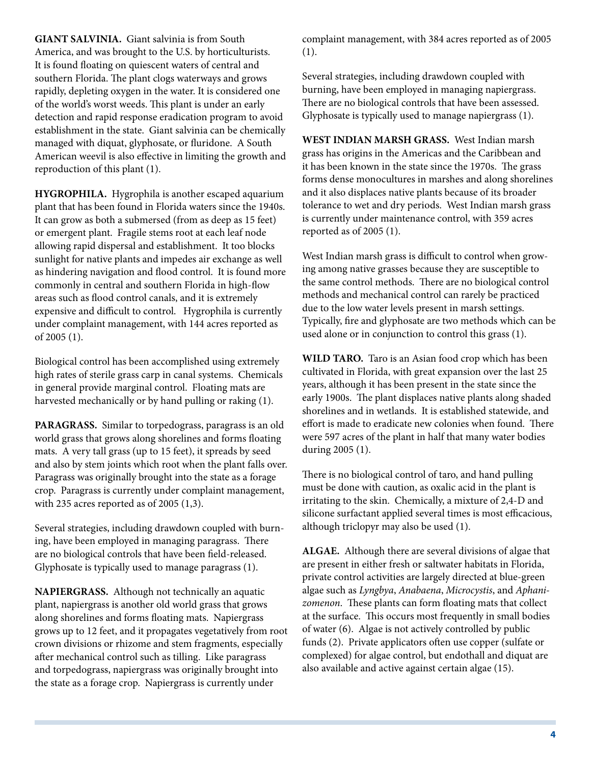**GIANT SALVINIA.** Giant salvinia is from South America, and was brought to the U.S. by horticulturists. It is found floating on quiescent waters of central and southern Florida. The plant clogs waterways and grows rapidly, depleting oxygen in the water. It is considered one of the world's worst weeds. This plant is under an early detection and rapid response eradication program to avoid establishment in the state. Giant salvinia can be chemically managed with diquat, glyphosate, or fluridone. A South American weevil is also effective in limiting the growth and reproduction of this plant (1).

**HYGROPHILA.** Hygrophila is another escaped aquarium plant that has been found in Florida waters since the 1940s. It can grow as both a submersed (from as deep as 15 feet) or emergent plant. Fragile stems root at each leaf node allowing rapid dispersal and establishment. It too blocks sunlight for native plants and impedes air exchange as well as hindering navigation and flood control. It is found more commonly in central and southern Florida in high-flow areas such as flood control canals, and it is extremely expensive and difficult to control. Hygrophila is currently under complaint management, with 144 acres reported as of 2005 (1).

Biological control has been accomplished using extremely high rates of sterile grass carp in canal systems. Chemicals in general provide marginal control. Floating mats are harvested mechanically or by hand pulling or raking (1).

**PARAGRASS.** Similar to torpedograss, paragrass is an old world grass that grows along shorelines and forms floating mats. A very tall grass (up to 15 feet), it spreads by seed and also by stem joints which root when the plant falls over. Paragrass was originally brought into the state as a forage crop. Paragrass is currently under complaint management, with 235 acres reported as of 2005 (1,3).

Several strategies, including drawdown coupled with burning, have been employed in managing paragrass. There are no biological controls that have been field-released. Glyphosate is typically used to manage paragrass (1).

**NAPIERGRASS.** Although not technically an aquatic plant, napiergrass is another old world grass that grows along shorelines and forms floating mats. Napiergrass grows up to 12 feet, and it propagates vegetatively from root crown divisions or rhizome and stem fragments, especially after mechanical control such as tilling. Like paragrass and torpedograss, napiergrass was originally brought into the state as a forage crop. Napiergrass is currently under complaint management, with 384 acres reported as of 2005 (1).

Several strategies, including drawdown coupled with burning, have been employed in managing napiergrass. There are no biological controls that have been assessed. Glyphosate is typically used to manage napiergrass (1).

**WEST INDIAN MARSH GRASS.** West Indian marsh grass has origins in the Americas and the Caribbean and it has been known in the state since the 1970s. The grass forms dense monocultures in marshes and along shorelines and it also displaces native plants because of its broader tolerance to wet and dry periods. West Indian marsh grass is currently under maintenance control, with 359 acres reported as of 2005 (1).

West Indian marsh grass is difficult to control when growing among native grasses because they are susceptible to the same control methods. There are no biological control methods and mechanical control can rarely be practiced due to the low water levels present in marsh settings. Typically, fire and glyphosate are two methods which can be used alone or in conjunction to control this grass (1).

**WILD TARO.** Taro is an Asian food crop which has been cultivated in Florida, with great expansion over the last 25 years, although it has been present in the state since the early 1900s. The plant displaces native plants along shaded shorelines and in wetlands. It is established statewide, and effort is made to eradicate new colonies when found. There were 597 acres of the plant in half that many water bodies during 2005 (1).

There is no biological control of taro, and hand pulling must be done with caution, as oxalic acid in the plant is irritating to the skin. Chemically, a mixture of 2,4-D and silicone surfactant applied several times is most efficacious, although triclopyr may also be used (1).

**ALGAE.** Although there are several divisions of algae that are present in either fresh or saltwater habitats in Florida, private control activities are largely directed at blue-green algae such as *Lyngbya*, *Anabaena*, *Microcystis*, and *Aphanizomenon*. These plants can form floating mats that collect at the surface. This occurs most frequently in small bodies of water (6). Algae is not actively controlled by public funds (2). Private applicators often use copper (sulfate or complexed) for algae control, but endothall and diquat are also available and active against certain algae (15).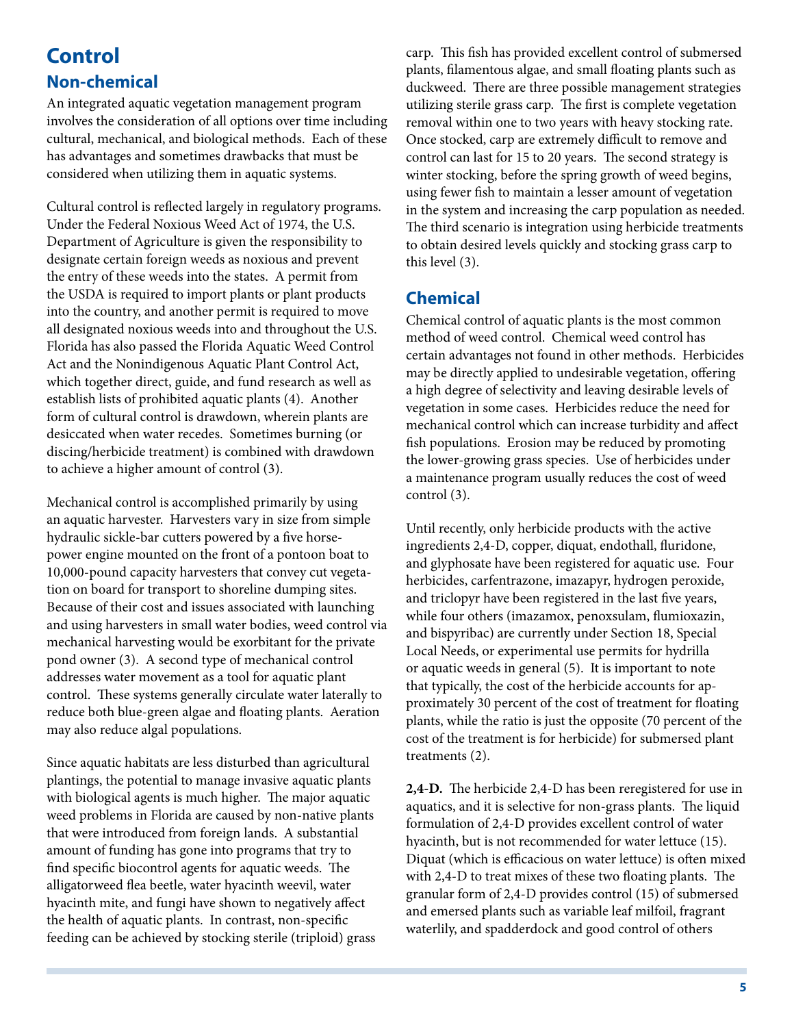# Control

## Non-chemical

An integrated aquatic vegetation management program involves the consideration of all options over time including cultural, mechanical, and biological methods. Each of these has advantages and sometimes drawbacks that must be considered when utilizing them in aquatic systems.

Cultural control is reflected largely in regulatory programs. Under the Federal Noxious Weed Act of 1974, the U.S. Department of Agriculture is given the responsibility to designate certain foreign weeds as noxious and prevent the entry of these weeds into the states. A permit from the USDA is required to import plants or plant products into the country, and another permit is required to move all designated noxious weeds into and throughout the U.S. Florida has also passed the Florida Aquatic Weed Control Act and the Nonindigenous Aquatic Plant Control Act, which together direct, guide, and fund research as well as establish lists of prohibited aquatic plants (4). Another form of cultural control is drawdown, wherein plants are desiccated when water recedes. Sometimes burning (or discing/herbicide treatment) is combined with drawdown to achieve a higher amount of control (3).

Mechanical control is accomplished primarily by using an aquatic harvester. Harvesters vary in size from simple hydraulic sickle-bar cutters powered by a five horsepower engine mounted on the front of a pontoon boat to 10,000-pound capacity harvesters that convey cut vegetation on board for transport to shoreline dumping sites. Because of their cost and issues associated with launching and using harvesters in small water bodies, weed control via mechanical harvesting would be exorbitant for the private pond owner (3). A second type of mechanical control addresses water movement as a tool for aquatic plant control. These systems generally circulate water laterally to reduce both blue-green algae and floating plants. Aeration may also reduce algal populations.

Since aquatic habitats are less disturbed than agricultural plantings, the potential to manage invasive aquatic plants with biological agents is much higher. The major aquatic weed problems in Florida are caused by non-native plants that were introduced from foreign lands. A substantial amount of funding has gone into programs that try to find specific biocontrol agents for aquatic weeds. The alligatorweed flea beetle, water hyacinth weevil, water hyacinth mite, and fungi have shown to negatively affect the health of aquatic plants. In contrast, non-specific feeding can be achieved by stocking sterile (triploid) grass carp. This fish has provided excellent control of submersed plants, filamentous algae, and small floating plants such as duckweed. There are three possible management strategies utilizing sterile grass carp. The first is complete vegetation removal within one to two years with heavy stocking rate. Once stocked, carp are extremely difficult to remove and control can last for 15 to 20 years. The second strategy is winter stocking, before the spring growth of weed begins, using fewer fish to maintain a lesser amount of vegetation in the system and increasing the carp population as needed. The third scenario is integration using herbicide treatments to obtain desired levels quickly and stocking grass carp to this level (3).

## Chemical

Chemical control of aquatic plants is the most common method of weed control. Chemical weed control has certain advantages not found in other methods. Herbicides may be directly applied to undesirable vegetation, offering a high degree of selectivity and leaving desirable levels of vegetation in some cases. Herbicides reduce the need for mechanical control which can increase turbidity and affect fish populations. Erosion may be reduced by promoting the lower-growing grass species. Use of herbicides under a maintenance program usually reduces the cost of weed control (3).

Until recently, only herbicide products with the active ingredients 2,4-D, copper, diquat, endothall, fluridone, and glyphosate have been registered for aquatic use. Four herbicides, carfentrazone, imazapyr, hydrogen peroxide, and triclopyr have been registered in the last five years, while four others (imazamox, penoxsulam, flumioxazin, and bispyribac) are currently under Section 18, Special Local Needs, or experimental use permits for hydrilla or aquatic weeds in general (5). It is important to note that typically, the cost of the herbicide accounts for approximately 30 percent of the cost of treatment for floating plants, while the ratio is just the opposite (70 percent of the cost of the treatment is for herbicide) for submersed plant treatments (2).

**2,4-D.** The herbicide 2,4-D has been reregistered for use in aquatics, and it is selective for non-grass plants. The liquid formulation of 2,4-D provides excellent control of water hyacinth, but is not recommended for water lettuce (15). Diquat (which is efficacious on water lettuce) is often mixed with 2,4-D to treat mixes of these two floating plants. The granular form of 2,4-D provides control (15) of submersed and emersed plants such as variable leaf milfoil, fragrant waterlily, and spadderdock and good control of others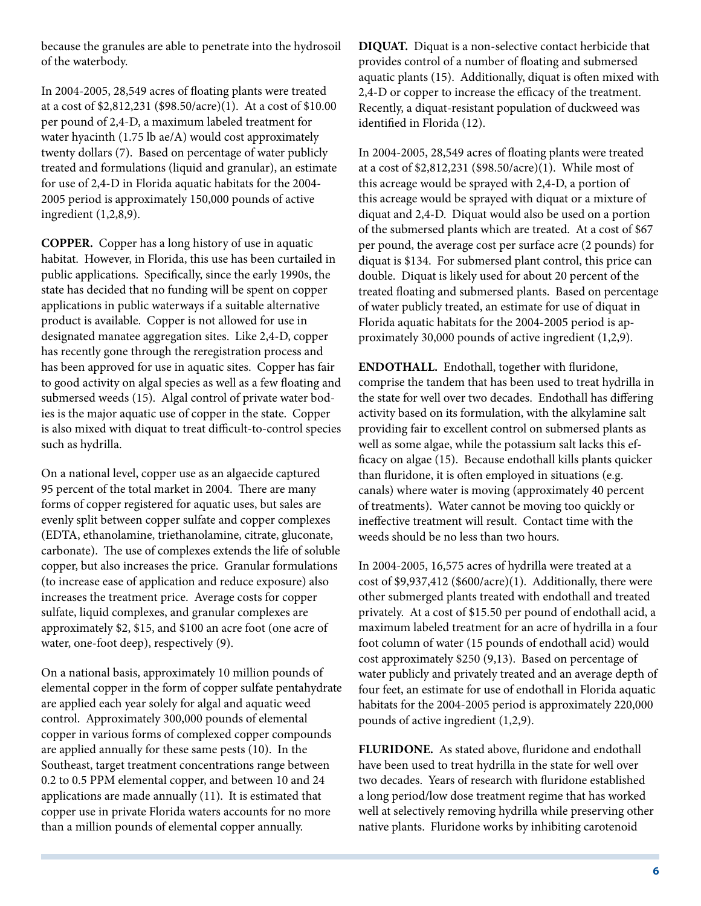because the granules are able to penetrate into the hydrosoil of the waterbody.

In 2004-2005, 28,549 acres of floating plants were treated at a cost of $2,812,231 ($98.50/acre)(1). At a cost of $10.00 per pound of 2,4-D, a maximum labeled treatment for water hyacinth (1.75 lb ae/A) would cost approximately twenty dollars (7). Based on percentage of water publicly treated and formulations (liquid and granular), an estimate for use of 2,4-D in Florida aquatic habitats for the 2004-2005 period is approximately 150,000 pounds of active ingredient (1,2,8,9).

**COPPER.** Copper has a long history of use in aquatic habitat. However, in Florida, this use has been curtailed in public applications. Specifically, since the early 1990s, the state has decided that no funding will be spent on copper applications in public waterways if a suitable alternative product is available. Copper is not allowed for use in designated manatee aggregation sites. Like 2,4-D, copper has recently gone through the reregistration process and has been approved for use in aquatic sites. Copper has fair to good activity on algal species as well as a few floating and submersed weeds (15). Algal control of private water bodies is the major aquatic use of copper in the state. Copper is also mixed with diquat to treat difficult-to-control species such as hydrilla.

On a national level, copper use as an algaecide captured 95 percent of the total market in 2004. There are many forms of copper registered for aquatic uses, but sales are evenly split between copper sulfate and copper complexes (EDTA, ethanolamine, triethanolamine, citrate, gluconate, carbonate). The use of complexes extends the life of soluble copper, but also increases the price. Granular formulations (to increase ease of application and reduce exposure) also increases the treatment price. Average costs for copper sulfate, liquid complexes, and granular complexes are approximately $2, $15, and $100 an acre foot (one acre of water, one-foot deep), respectively (9).

On a national basis, approximately 10 million pounds of elemental copper in the form of copper sulfate pentahydrate are applied each year solely for algal and aquatic weed control. Approximately 300,000 pounds of elemental copper in various forms of complexed copper compounds are applied annually for these same pests (10). In the Southeast, target treatment concentrations range between 0.2 to 0.5 PPM elemental copper, and between 10 and 24 applications are made annually (11). It is estimated that copper use in private Florida waters accounts for no more than a million pounds of elemental copper annually.

**DIQUAT.** Diquat is a non-selective contact herbicide that provides control of a number of floating and submersed aquatic plants (15). Additionally, diquat is often mixed with 2,4-D or copper to increase the efficacy of the treatment. Recently, a diquat-resistant population of duckweed was identified in Florida (12).

In 2004-2005, 28,549 acres of floating plants were treated at a cost of $2,812,231 ($98.50/acre)(1). While most of this acreage would be sprayed with 2,4-D, a portion of this acreage would be sprayed with diquat or a mixture of diquat and 2,4-D. Diquat would also be used on a portion of the submersed plants which are treated. At a cost of $67 per pound, the average cost per surface acre (2 pounds) for diquat is $134. For submersed plant control, this price can double. Diquat is likely used for about 20 percent of the treated floating and submersed plants. Based on percentage of water publicly treated, an estimate for use of diquat in Florida aquatic habitats for the 2004-2005 period is approximately 30,000 pounds of active ingredient (1,2,9).

**ENDOTHALL.** Endothall, together with fluridone, comprise the tandem that has been used to treat hydrilla in the state for well over two decades. Endothall has differing activity based on its formulation, with the alkylamine salt providing fair to excellent control on submersed plants as well as some algae, while the potassium salt lacks this efficacy on algae (15). Because endothall kills plants quicker than fluridone, it is often employed in situations (e.g. canals) where water is moving (approximately 40 percent of treatments). Water cannot be moving too quickly or ineffective treatment will result. Contact time with the weeds should be no less than two hours.

In 2004-2005, 16,575 acres of hydrilla were treated at a cost of $9,937,412 ($600/acre)(1). Additionally, there were other submerged plants treated with endothall and treated privately. At a cost of $15.50 per pound of endothall acid, a maximum labeled treatment for an acre of hydrilla in a four foot column of water (15 pounds of endothall acid) would cost approximately $250 (9,13). Based on percentage of water publicly and privately treated and an average depth of four feet, an estimate for use of endothall in Florida aquatic habitats for the 2004-2005 period is approximately 220,000 pounds of active ingredient (1,2,9).

**FLURIDONE.** As stated above, fluridone and endothall have been used to treat hydrilla in the state for well over two decades. Years of research with fluridone established a long period/low dose treatment regime that has worked well at selectively removing hydrilla while preserving other native plants. Fluridone works by inhibiting carotenoid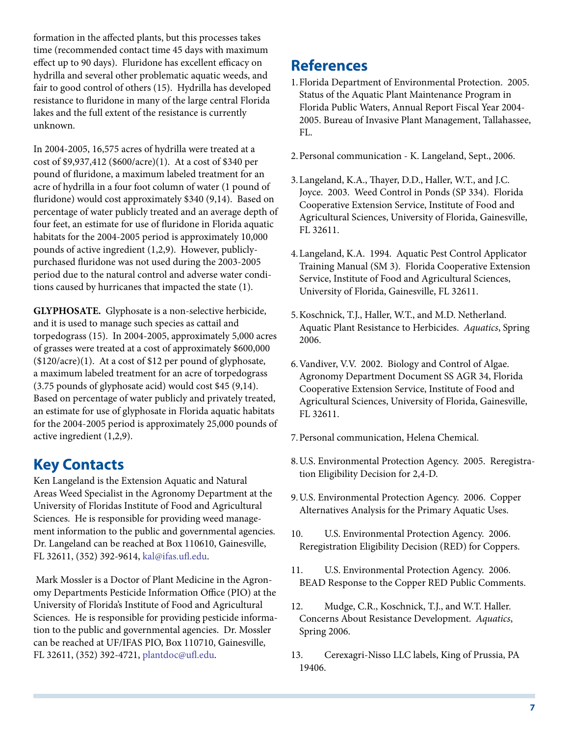formation in the affected plants, but this processes takes time (recommended contact time 45 days with maximum effect up to 90 days). Fluridone has excellent efficacy on hydrilla and several other problematic aquatic weeds, and fair to good control of others (15). Hydrilla has developed resistance to fluridone in many of the large central Florida lakes and the full extent of the resistance is currently unknown.

In 2004-2005, 16,575 acres of hydrilla were treated at a cost of $9,937,412 ($600/acre)(1). At a cost of $340 per pound of fluridone, a maximum labeled treatment for an acre of hydrilla in a four foot column of water (1 pound of fluridone) would cost approximately $340 (9,14). Based on percentage of water publicly treated and an average depth of four feet, an estimate for use of fluridone in Florida aquatic habitats for the 2004-2005 period is approximately 10,000 pounds of active ingredient (1,2,9). However, publicly-purchased fluridone was not used during the 2003-2005 period due to the natural control and adverse water conditions caused by hurricanes that impacted the state (1).

**GLYPHOSATE.** Glyphosate is a non-selective herbicide, and it is used to manage such species as cattail and torpedograss (15). In 2004-2005, approximately 5,000 acres of grasses were treated at a cost of approximately $600,000 ($120/acre)(1). At a cost of $12 per pound of glyphosate, a maximum labeled treatment for an acre of torpedograss (3.75 pounds of glyphosate acid) would cost $45 (9,14). Based on percentage of water publicly and privately treated, an estimate for use of glyphosate in Florida aquatic habitats for the 2004-2005 period is approximately 25,000 pounds of active ingredient (1,2,9).

## Key Contacts

Ken Langeland is the Extension Aquatic and Natural Areas Weed Specialist in the Agronomy Department at the University of Floridas Institute of Food and Agricultural Sciences. He is responsible for providing weed management information to the public and governmental agencies. Dr. Langeland can be reached at Box 110610, Gainesville, FL 32611, (352) 392-9614, kal@ifas.ufl.edu.

Mark Mossler is a Doctor of Plant Medicine in the Agronomy Departments Pesticide Information Office (PIO) at the University of Florida's Institute of Food and Agricultural Sciences. He is responsible for providing pesticide information to the public and governmental agencies. Dr. Mossler can be reached at UF/IFAS PIO, Box 110710, Gainesville, FL 32611, (352) 392-4721, plantdoc@ufl.edu.

## References

1. Florida Department of Environmental Protection. 2005. Status of the Aquatic Plant Maintenance Program in Florida Public Waters, Annual Report Fiscal Year 2004-2005. Bureau of Invasive Plant Management, Tallahassee, FL.

2. Personal communication - K. Langeland, Sept., 2006.

3. Langeland, K.A., Thayer, D.D., Haller, W.T., and J.C. Joyce. 2003. Weed Control in Ponds (SP 334). Florida Cooperative Extension Service, Institute of Food and Agricultural Sciences, University of Florida, Gainesville, FL 32611.

4. Langeland, K.A. 1994. Aquatic Pest Control Applicator Training Manual (SM 3). Florida Cooperative Extension Service, Institute of Food and Agricultural Sciences, University of Florida, Gainesville, FL 32611.

5. Koschnick, T.J., Haller, W.T., and M.D. Netherland. Aquatic Plant Resistance to Herbicides. *Aquatics*, Spring 2006.

6. Vandiver, V.V. 2002. Biology and Control of Algae. Agronomy Department Document SS AGR 34, Florida Cooperative Extension Service, Institute of Food and Agricultural Sciences, University of Florida, Gainesville, FL 32611.

7. Personal communication, Helena Chemical.

8. U.S. Environmental Protection Agency. 2005. Reregistration Eligibility Decision for 2,4-D.

9. U.S. Environmental Protection Agency. 2006. Copper Alternatives Analysis for the Primary Aquatic Uses.

10. U.S. Environmental Protection Agency. 2006. Reregistration Eligibility Decision (RED) for Coppers.

11. U.S. Environmental Protection Agency. 2006. BEAD Response to the Copper RED Public Comments.

12. Mudge, C.R., Koschnick, T.J., and W.T. Haller. Concerns About Resistance Development. *Aquatics*, Spring 2006.

13. Cerexagri-Nisso LLC labels, King of Prussia, PA 19406.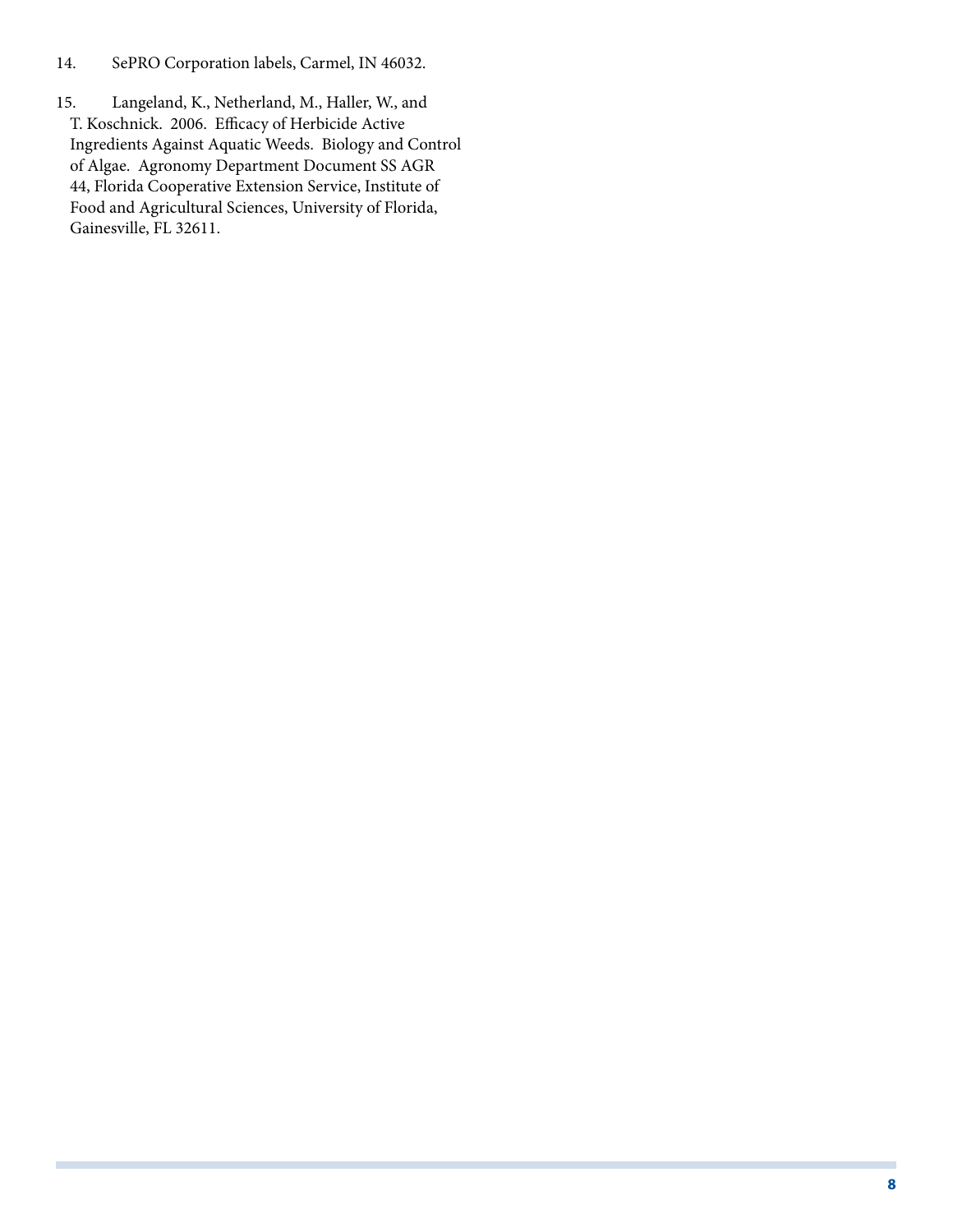14. SePRO Corporation labels, Carmel, IN 46032.

15. Langeland, K., Netherland, M., Haller, W., and T. Koschnick. 2006. Efficacy of Herbicide Active Ingredients Against Aquatic Weeds. Biology and Control of Algae. Agronomy Department Document SS AGR 44, Florida Cooperative Extension Service, Institute of Food and Agricultural Sciences, University of Florida, Gainesville, FL 32611.